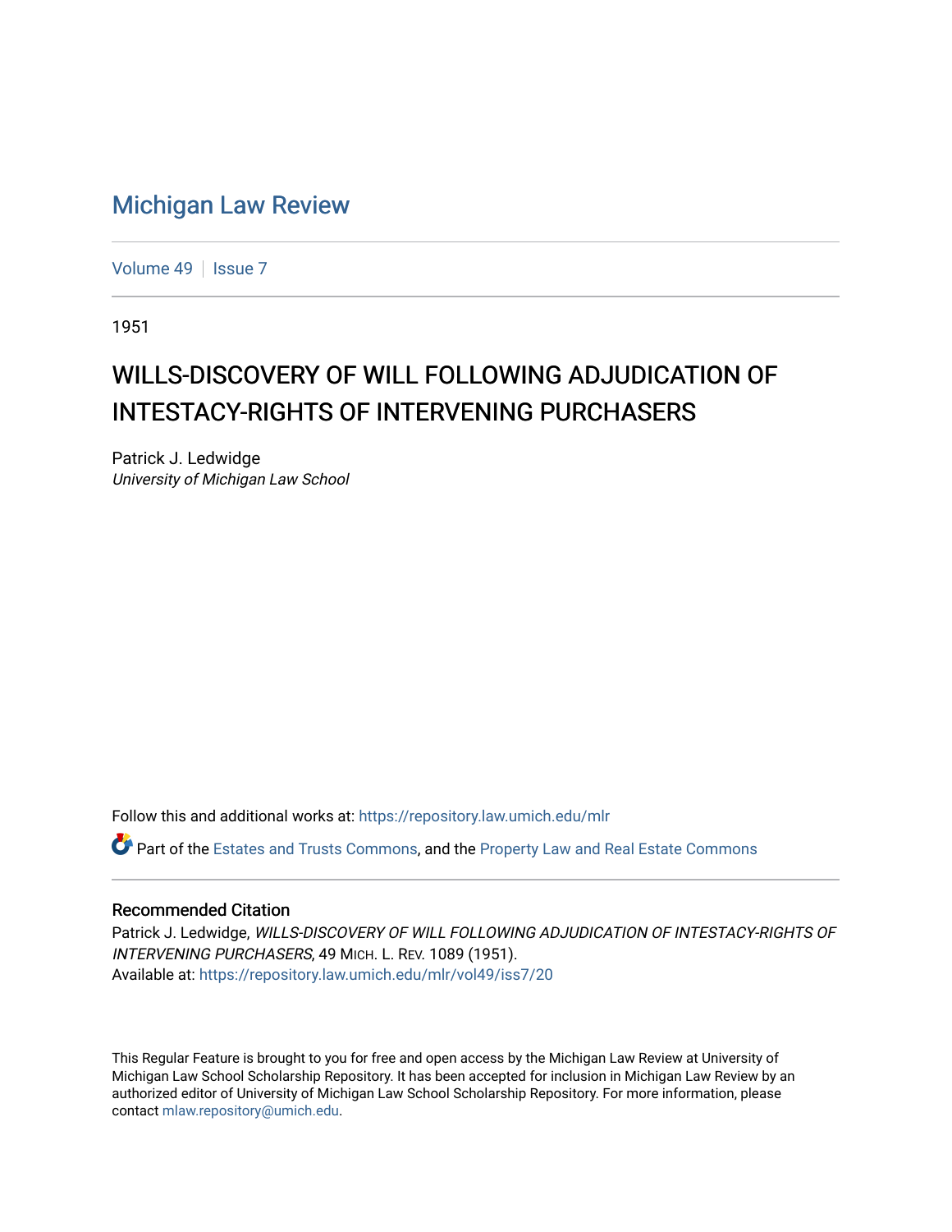# Michigan Law Review

Volume 49 | Issue 7

1951

## WILLS-DISCOVERY OF WILL FOLLOWING ADJUDICATION OF INTESTACY-RIGHTS OF INTERVENING PURCHASERS

Patrick J. Ledwidge
*University of Michigan Law School*

Follow this and additional works at: https://repository.law.umich.edu/mlr

Part of the Estates and Trusts Commons, and the Property Law and Real Estate Commons

### Recommended Citation

Patrick J. Ledwidge, *WILLS-DISCOVERY OF WILL FOLLOWING ADJUDICATION OF INTESTACY-RIGHTS OF INTERVENING PURCHASERS*, 49 MICH. L. REV. 1089 (1951).
Available at: https://repository.law.umich.edu/mlr/vol49/iss7/20

This Regular Feature is brought to you for free and open access by the Michigan Law Review at University of Michigan Law School Scholarship Repository. It has been accepted for inclusion in Michigan Law Review by an authorized editor of University of Michigan Law School Scholarship Repository. For more information, please contact mlaw.repository@umich.edu.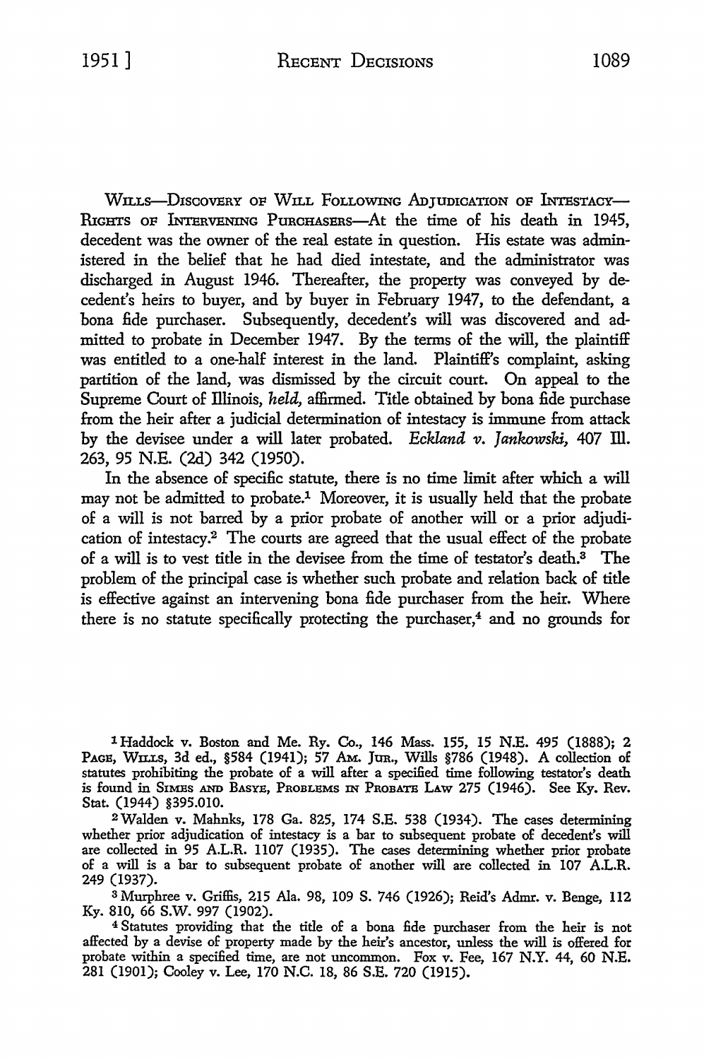WILLS—DISCOVERY OF WILL FOLLOWING ADJUDICATION OF INTESTACY—RIGHTS OF INTERVENING PURCHASERS—At the time of his death in 1945, decedent was the owner of the real estate in question. His estate was administered in the belief that he had died intestate, and the administrator was discharged in August 1946. Thereafter, the property was conveyed by decedent's heirs to buyer, and by buyer in February 1947, to the defendant, a bona fide purchaser. Subsequently, decedent's will was discovered and admitted to probate in December 1947. By the terms of the will, the plaintiff was entitled to a one-half interest in the land. Plaintiff's complaint, asking partition of the land, was dismissed by the circuit court. On appeal to the Supreme Court of Illinois, *held,* affirmed. Title obtained by bona fide purchase from the heir after a judicial determination of intestacy is immune from attack by the devisee under a will later probated. *Eckland v. Jankowski,* 407 Ill. 263, 95 N.E. (2d) 342 (1950).

In the absence of specific statute, there is no time limit after which a will may not be admitted to probate.[1] Moreover, it is usually held that the probate of a will is not barred by a prior probate of another will or a prior adjudication of intestacy.[2] The courts are agreed that the usual effect of the probate of a will is to vest title in the devisee from the time of testator's death.[3] The problem of the principal case is whether such probate and relation back of title is effective against an intervening bona fide purchaser from the heir. Where there is no statute specifically protecting the purchaser,[4] and no grounds for

---

[1] Haddock v. Boston and Me. Ry. Co., 146 Mass. 155, 15 N.E. 495 (1888); 2 PAGE, WILLS, 3d ed., §584 (1941); 57 AM. JUR., Wills §786 (1948). A collection of statutes prohibiting the probate of a will after a specified time following testator's death is found in SIMES AND BASYE, PROBLEMS IN PROBATE LAW 275 (1946). See Ky. Rev. Stat. (1944) §395.010.

[2] Walden v. Mahnks, 178 Ga. 825, 174 S.E. 538 (1934). The cases determining whether prior adjudication of intestacy is a bar to subsequent probate of decedent's will are collected in 95 A.L.R. 1107 (1935). The cases determining whether prior probate of a will is a bar to subsequent probate of another will are collected in 107 A.L.R. 249 (1937).

[3] Murphree v. Griffis, 215 Ala. 98, 109 S. 746 (1926); Reid's Admr. v. Benge, 112 Ky. 810, 66 S.W. 997 (1902).

[4] Statutes providing that the title of a bona fide purchaser from the heir is not affected by a devise of property made by the heir's ancestor, unless the will is offered for probate within a specified time, are not uncommon. Fox v. Fee, 167 N.Y. 44, 60 N.E. 281 (1901); Cooley v. Lee, 170 N.C. 18, 86 S.E. 720 (1915).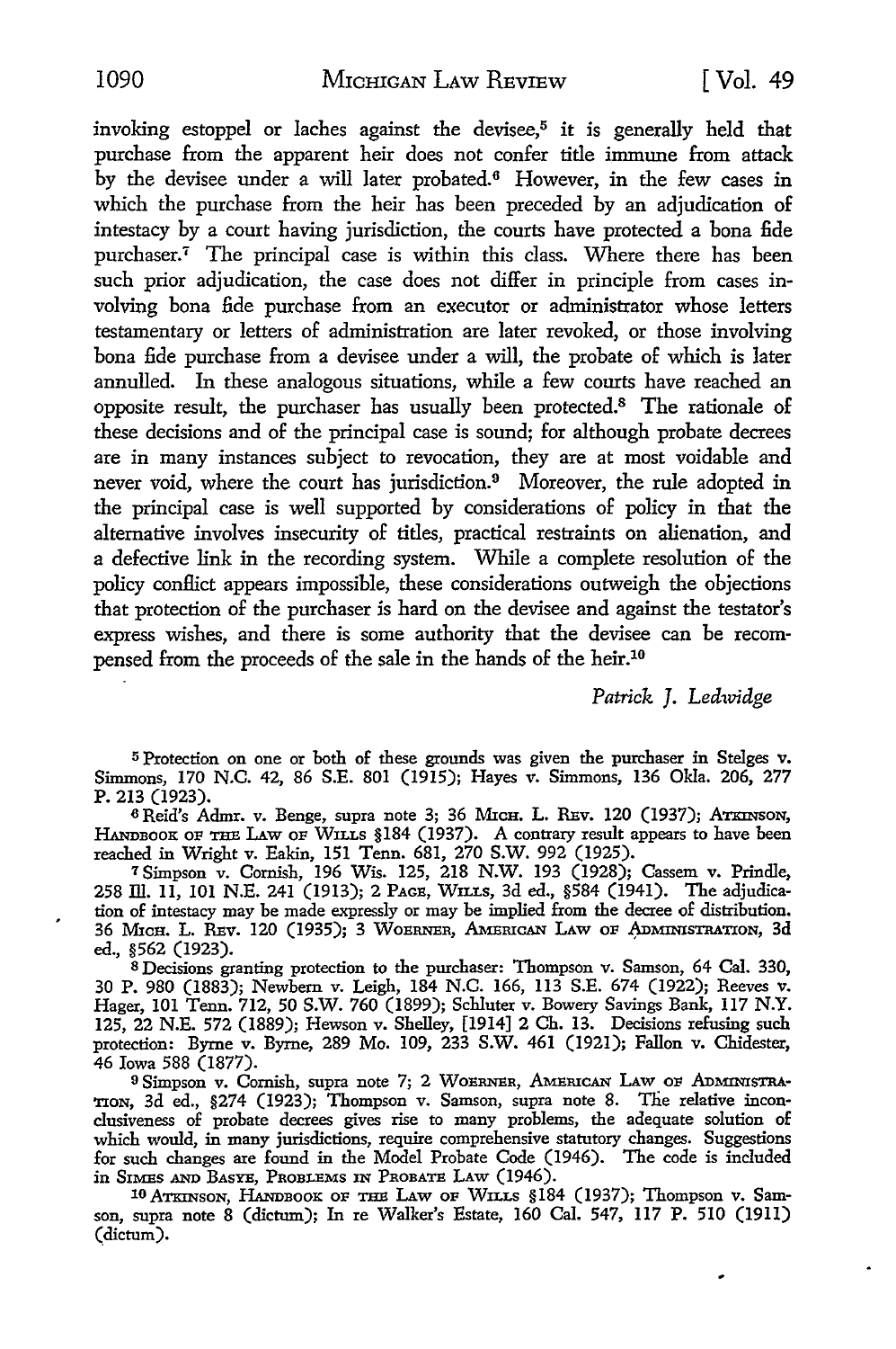invoking estoppel or laches against the devisee,[5] it is generally held that purchase from the apparent heir does not confer title immune from attack by the devisee under a will later probated.[6] However, in the few cases in which the purchase from the heir has been preceded by an adjudication of intestacy by a court having jurisdiction, the courts have protected a bona fide purchaser.[7] The principal case is within this class. Where there has been such prior adjudication, the case does not differ in principle from cases involving bona fide purchase from an executor or administrator whose letters testamentary or letters of administration are later revoked, or those involving bona fide purchase from a devisee under a will, the probate of which is later annulled. In these analogous situations, while a few courts have reached an opposite result, the purchaser has usually been protected.[8] The rationale of these decisions and of the principal case is sound; for although probate decrees are in many instances subject to revocation, they are at most voidable and never void, where the court has jurisdiction.[9] Moreover, the rule adopted in the principal case is well supported by considerations of policy in that the alternative involves insecurity of titles, practical restraints on alienation, and a defective link in the recording system. While a complete resolution of the policy conflict appears impossible, these considerations outweigh the objections that protection of the purchaser is hard on the devisee and against the testator's express wishes, and there is some authority that the devisee can be recompensed from the proceeds of the sale in the hands of the heir.[10]

*Patrick J. Ledwidge*

---

[5] Protection on one or both of these grounds was given the purchaser in Stelges v. Simmons, 170 N.C. 42, 86 S.E. 801 (1915); Hayes v. Simmons, 136 Okla. 206, 277 P. 213 (1923).

[6] Reid's Admr. v. Benge, supra note 3; 36 MICH. L. REV. 120 (1937); ATKINSON, HANDBOOK OF THE LAW OF WILLS §184 (1937). A contrary result appears to have been reached in Wright v. Eakin, 151 Tenn. 681, 270 S.W. 992 (1925).

[7] Simpson v. Cornish, 196 Wis. 125, 218 N.W. 193 (1928); Cassem v. Prindle, 258 Ill. 11, 101 N.E. 241 (1913); 2 PAGE, WILLS, 3d ed., §584 (1941). The adjudication of intestacy may be made expressly or may be implied from the decree of distribution. 36 MICH. L. REV. 120 (1935); 3 WOERNER, AMERICAN LAW OF ADMINISTRATION, 3d ed., §562 (1923).

[8] Decisions granting protection to the purchaser: Thompson v. Samson, 64 Cal. 330, 30 P. 980 (1883); Newbern v. Leigh, 184 N.C. 166, 113 S.E. 674 (1922); Reeves v. Hager, 101 Tenn. 712, 50 S.W. 760 (1899); Schluter v. Bowery Savings Bank, 117 N.Y. 125, 22 N.E. 572 (1889); Hewson v. Shelley, [1914] 2 Ch. 13. Decisions refusing such protection: Byrne v. Byrne, 289 Mo. 109, 233 S.W. 461 (1921); Fallon v. Chidester, 46 Iowa 588 (1877).

[9] Simpson v. Cornish, supra note 7; 2 WOERNER, AMERICAN LAW OF ADMINISTRATION, 3d ed., §274 (1923); Thompson v. Samson, supra note 8. The relative inconclusiveness of probate decrees gives rise to many problems, the adequate solution of which would, in many jurisdictions, require comprehensive statutory changes. Suggestions for such changes are found in the Model Probate Code (1946). The code is included in SIMES AND BASYE, PROBLEMS IN PROBATE LAW (1946).

[10] ATKINSON, HANDBOOK OF THE LAW OF WILLS §184 (1937); Thompson v. Samson, supra note 8 (dictum); In re Walker's Estate, 160 Cal. 547, 117 P. 510 (1911) (dictum).